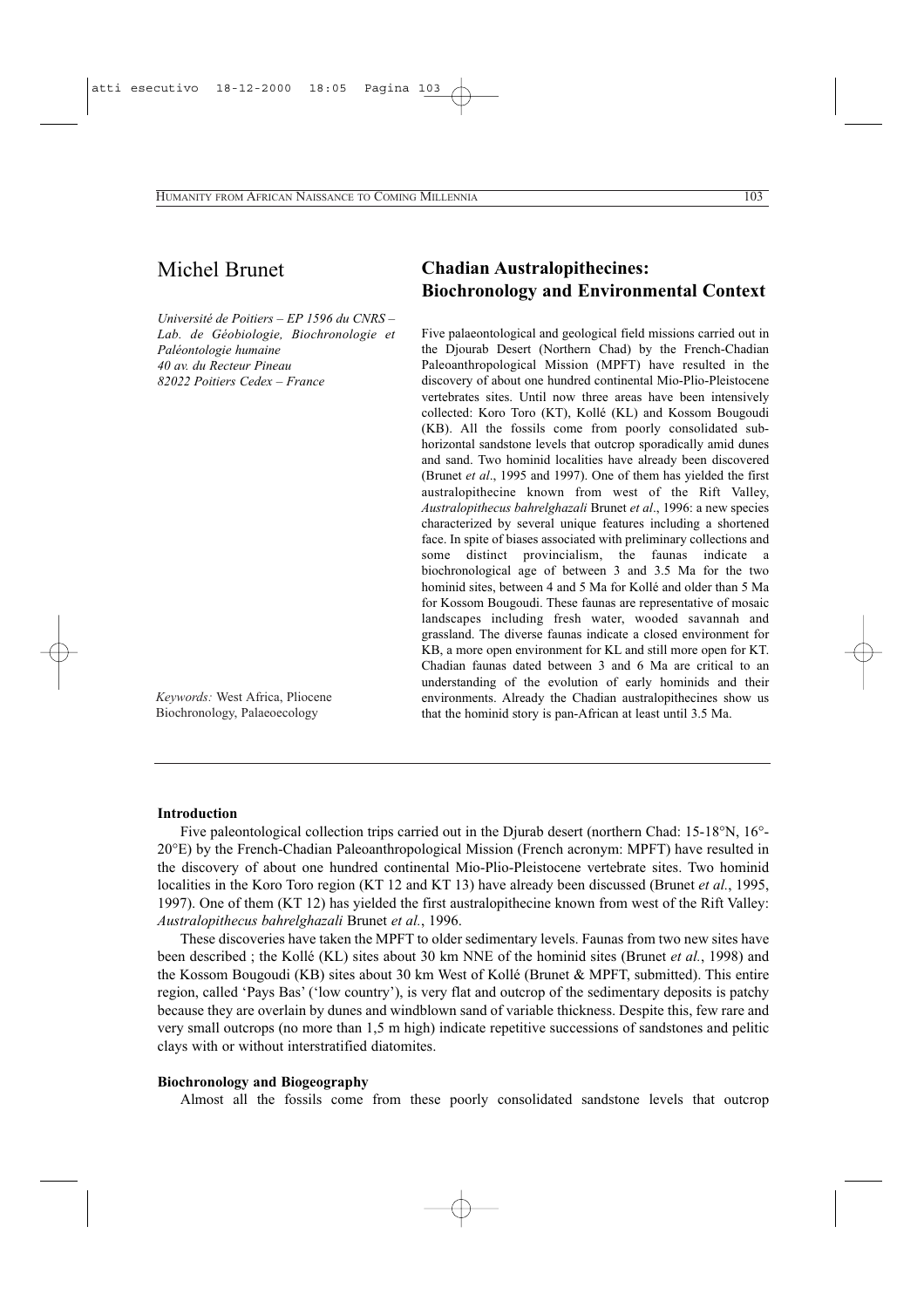Michel Brunet

*Université de Poitiers – EP 1596 du CNRS – Lab. de Géobiologie, Biochronologie et Paléontologie humaine*
*40 av. du Recteur Pineau*
*82022 Poitiers Cedex – France*

# Chadian Australopithecines: Biochronology and Environmental Context

Five palaeontological and geological field missions carried out in the Djourab Desert (Northern Chad) by the French-Chadian Paleoanthropological Mission (MPFT) have resulted in the discovery of about one hundred continental Mio-Plio-Pleistocene vertebrates sites. Until now three areas have been intensively collected: Koro Toro (KT), Kollé (KL) and Kossom Bougoudi (KB). All the fossils come from poorly consolidated sub-horizontal sandstone levels that outcrop sporadically amid dunes and sand. Two hominid localities have already been discovered (Brunet *et al*., 1995 and 1997). One of them has yielded the first australopithecine known from west of the Rift Valley, *Australopithecus bahrelghazali* Brunet *et al*., 1996: a new species characterized by several unique features including a shortened face. In spite of biases associated with preliminary collections and some distinct provincialism, the faunas indicate a biochronological age of between 3 and 3.5 Ma for the two hominid sites, between 4 and 5 Ma for Kollé and older than 5 Ma for Kossom Bougoudi. These faunas are representative of mosaic landscapes including fresh water, wooded savannah and grassland. The diverse faunas indicate a closed environment for KB, a more open environment for KL and still more open for KT. Chadian faunas dated between 3 and 6 Ma are critical to an understanding of the evolution of early hominids and their environments. Already the Chadian australopithecines show us that the hominid story is pan-African at least until 3.5 Ma.

*Keywords:* West Africa, Pliocene Biochronology, Palaeoecology

## Introduction

Five paleontological collection trips carried out in the Djurab desert (northern Chad: 15-18°N, 16°-20°E) by the French-Chadian Paleoanthropological Mission (French acronym: MPFT) have resulted in the discovery of about one hundred continental Mio-Plio-Pleistocene vertebrate sites. Two hominid localities in the Koro Toro region (KT 12 and KT 13) have already been discussed (Brunet *et al.*, 1995, 1997). One of them (KT 12) has yielded the first australopithecine known from west of the Rift Valley: *Australopithecus bahrelghazali* Brunet *et al.*, 1996.

These discoveries have taken the MPFT to older sedimentary levels. Faunas from two new sites have been described ; the Kollé (KL) sites about 30 km NNE of the hominid sites (Brunet *et al.*, 1998) and the Kossom Bougoudi (KB) sites about 30 km West of Kollé (Brunet & MPFT, submitted). This entire region, called 'Pays Bas' ('low country'), is very flat and outcrop of the sedimentary deposits is patchy because they are overlain by dunes and windblown sand of variable thickness. Despite this, few rare and very small outcrops (no more than 1,5 m high) indicate repetitive successions of sandstones and pelitic clays with or without interstratified diatomites.

## Biochronology and Biogeography

Almost all the fossils come from these poorly consolidated sandstone levels that outcrop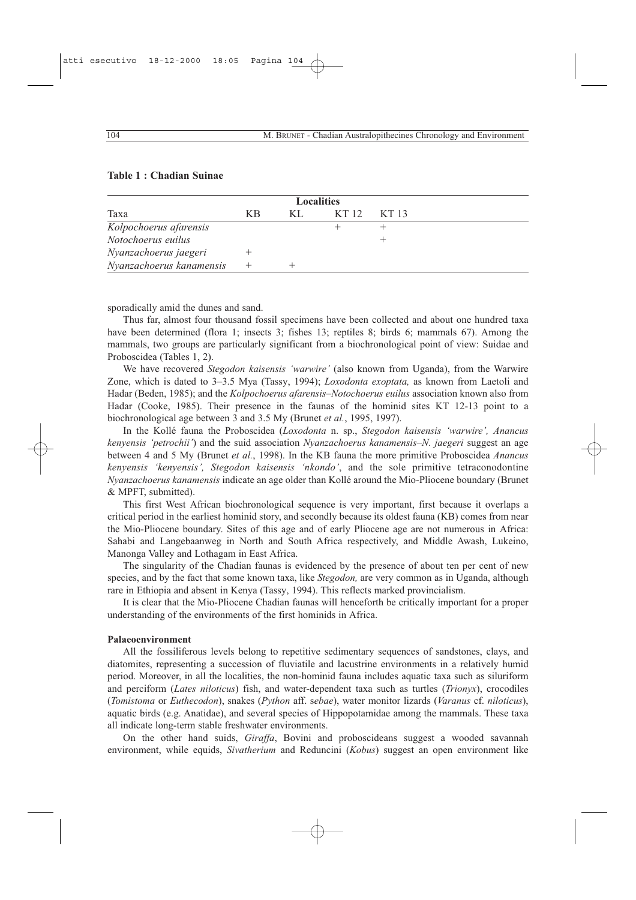**Table 1 : Chadian Suinae**

| | Localities | | | |
|---|---|---|---|---|
| Taxa | KB | KL | KT 12 | KT 13 |
| *Kolpochoerus afarensis* | | | + | + |
| *Notochoerus euilus* | | | | + |
| *Nyanzachoerus jaegeri* | + | | | |
| *Nyanzachoerus kanamensis* | + | + | | |

sporadically amid the dunes and sand.

Thus far, almost four thousand fossil specimens have been collected and about one hundred taxa have been determined (flora 1; insects 3; fishes 13; reptiles 8; birds 6; mammals 67). Among the mammals, two groups are particularly significant from a biochronological point of view: Suidae and Proboscidea (Tables 1, 2).

We have recovered *Stegodon kaisensis 'warwire'* (also known from Uganda), from the Warwire Zone, which is dated to 3–3.5 Mya (Tassy, 1994); *Loxodonta exoptata,* as known from Laetoli and Hadar (Beden, 1985); and the *Kolpochoerus afarensis–Notochoerus euilus* association known also from Hadar (Cooke, 1985). Their presence in the faunas of the hominid sites KT 12-13 point to a biochronological age between 3 and 3.5 My (Brunet *et al.*, 1995, 1997).

In the Kollé fauna the Proboscidea (*Loxodonta* n. sp., *Stegodon kaisensis 'warwire', Anancus kenyensis 'petrochii'*) and the suid association *Nyanzachoerus kanamensis–N. jaegeri* suggest an age between 4 and 5 My (Brunet *et al.*, 1998). In the KB fauna the more primitive Proboscidea *Anancus kenyensis 'kenyensis', Stegodon kaisensis 'nkondo'*, and the sole primitive tetraconodontine *Nyanzachoerus kanamensis* indicate an age older than Kollé around the Mio-Pliocene boundary (Brunet & MPFT, submitted).

This first West African biochronological sequence is very important, first because it overlaps a critical period in the earliest hominid story, and secondly because its oldest fauna (KB) comes from near the Mio-Pliocene boundary. Sites of this age and of early Pliocene age are not numerous in Africa: Sahabi and Langebaanweg in North and South Africa respectively, and Middle Awash, Lukeino, Manonga Valley and Lothagam in East Africa.

The singularity of the Chadian faunas is evidenced by the presence of about ten per cent of new species, and by the fact that some known taxa, like *Stegodon,* are very common as in Uganda, although rare in Ethiopia and absent in Kenya (Tassy, 1994). This reflects marked provincialism.

It is clear that the Mio-Pliocene Chadian faunas will henceforth be critically important for a proper understanding of the environments of the first hominids in Africa.

**Palaeoenvironment**

All the fossiliferous levels belong to repetitive sedimentary sequences of sandstones, clays, and diatomites, representing a succession of fluviatile and lacustrine environments in a relatively humid period. Moreover, in all the localities, the non-hominid fauna includes aquatic taxa such as siluriform and perciform (*Lates niloticus*) fish, and water-dependent taxa such as turtles (*Trionyx*), crocodiles (*Tomistoma* or *Euthecodon*), snakes (*Python* aff. *sebae*), water monitor lizards (*Varanus* cf. *niloticus*), aquatic birds (e.g. Anatidae), and several species of Hippopotamidae among the mammals. These taxa all indicate long-term stable freshwater environments.

On the other hand suids, *Giraffa*, Bovini and proboscideans suggest a wooded savannah environment, while equids, *Sivatherium* and Reduncini (*Kobus*) suggest an open environment like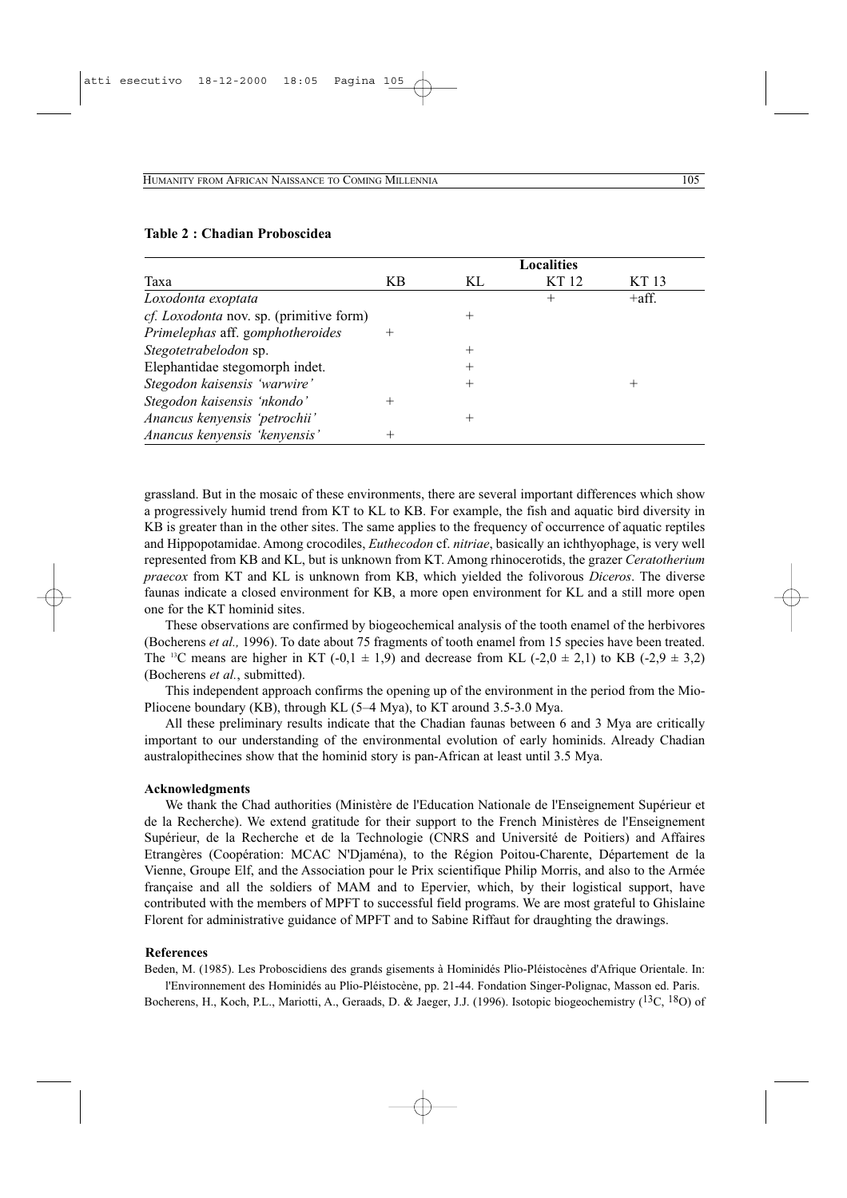**Table 2 : Chadian Proboscidea**

| Taxa | Localities | | | |
|---|---|---|---|---|
| | KB | KL | KT 12 | KT 13 |
| *Loxodonta exoptata* | | | + | +aff. |
| *cf. Loxodonta* nov. sp. (primitive form) | | + | | |
| *Primelephas* aff. *gomphotheroides* | + | | | |
| *Stegotetrabelodon* sp. | | + | | |
| Elephantidae stegomorph indet. | | + | | |
| *Stegodon kaisensis 'warwire'* | | + | | + |
| *Stegodon kaisensis 'nkondo'* | + | | | |
| *Anancus kenyensis 'petrochii'* | | + | | |
| *Anancus kenyensis 'kenyensis'* | + | | | |

grassland. But in the mosaic of these environments, there are several important differences which show a progressively humid trend from KT to KL to KB. For example, the fish and aquatic bird diversity in KB is greater than in the other sites. The same applies to the frequency of occurrence of aquatic reptiles and Hippopotamidae. Among crocodiles, *Euthecodon* cf. *nitriae*, basically an ichthyophage, is very well represented from KB and KL, but is unknown from KT. Among rhinocerotids, the grazer *Ceratotherium praecox* from KT and KL is unknown from KB, which yielded the folivorous *Diceros*. The diverse faunas indicate a closed environment for KB, a more open environment for KL and a still more open one for the KT hominid sites.

These observations are confirmed by biogeochemical analysis of the tooth enamel of the herbivores (Bocherens *et al.,* 1996). To date about 75 fragments of tooth enamel from 15 species have been treated. The $^{13}C$ means are higher in KT (-0,1 ± 1,9) and decrease from KL (-2,0 ± 2,1) to KB (-2,9 ± 3,2) (Bocherens *et al.*, submitted).

This independent approach confirms the opening up of the environment in the period from the Mio-Pliocene boundary (KB), through KL (5–4 Mya), to KT around 3.5-3.0 Mya.

All these preliminary results indicate that the Chadian faunas between 6 and 3 Mya are critically important to our understanding of the environmental evolution of early hominids. Already Chadian australopithecines show that the hominid story is pan-African at least until 3.5 Mya.

#### Acknowledgments

We thank the Chad authorities (Ministère de l'Education Nationale de l'Enseignement Supérieur et de la Recherche). We extend gratitude for their support to the French Ministères de l'Enseignement Supérieur, de la Recherche et de la Technologie (CNRS and Université de Poitiers) and Affaires Etrangères (Coopération: MCAC N'Djaména), to the Région Poitou-Charente, Département de la Vienne, Groupe Elf, and the Association pour le Prix scientifique Philip Morris, and also to the Armée française and all the soldiers of MAM and to Epervier, which, by their logistical support, have contributed with the members of MPFT to successful field programs. We are most grateful to Ghislaine Florent for administrative guidance of MPFT and to Sabine Riffaut for draughting the drawings.

#### References

Beden, M. (1985). Les Proboscidiens des grands gisements à Hominidés Plio-Pléistocènes d'Afrique Orientale. In: l'Environnement des Hominidés au Plio-Pléistocène, pp. 21-44. Fondation Singer-Polignac, Masson ed. Paris.

Bocherens, H., Koch, P.L., Mariotti, A., Geraads, D. & Jaeger, J.J. (1996). Isotopic biogeochemistry ($^{13}C$, $^{18}O$) of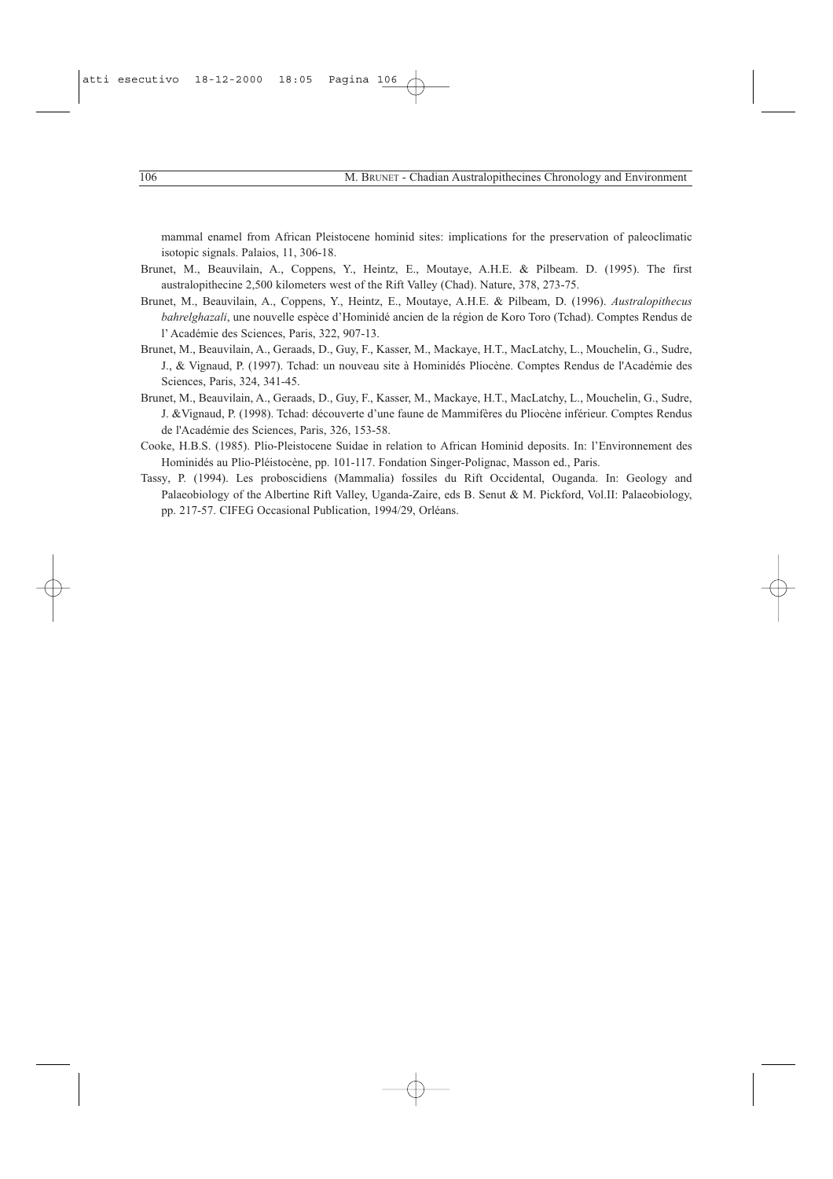mammal enamel from African Pleistocene hominid sites: implications for the preservation of paleoclimatic isotopic signals. Palaios, 11, 306-18.

Brunet, M., Beauvilain, A., Coppens, Y., Heintz, E., Moutaye, A.H.E. & Pilbeam. D. (1995). The first australopithecine 2,500 kilometers west of the Rift Valley (Chad). Nature, 378, 273-75.

Brunet, M., Beauvilain, A., Coppens, Y., Heintz, E., Moutaye, A.H.E. & Pilbeam, D. (1996). *Australopithecus bahrelghazali*, une nouvelle espèce d'Hominidé ancien de la région de Koro Toro (Tchad). Comptes Rendus de l' Académie des Sciences, Paris, 322, 907-13.

Brunet, M., Beauvilain, A., Geraads, D., Guy, F., Kasser, M., Mackaye, H.T., MacLatchy, L., Mouchelin, G., Sudre, J., & Vignaud, P. (1997). Tchad: un nouveau site à Hominidés Pliocène. Comptes Rendus de l'Académie des Sciences, Paris, 324, 341-45.

Brunet, M., Beauvilain, A., Geraads, D., Guy, F., Kasser, M., Mackaye, H.T., MacLatchy, L., Mouchelin, G., Sudre, J. &Vignaud, P. (1998). Tchad: découverte d'une faune de Mammifères du Pliocène inférieur. Comptes Rendus de l'Académie des Sciences, Paris, 326, 153-58.

Cooke, H.B.S. (1985). Plio-Pleistocene Suidae in relation to African Hominid deposits. In: l'Environnement des Hominidés au Plio-Pléistocène, pp. 101-117. Fondation Singer-Polignac, Masson ed., Paris.

Tassy, P. (1994). Les proboscidiens (Mammalia) fossiles du Rift Occidental, Ouganda. In: Geology and Palaeobiology of the Albertine Rift Valley, Uganda-Zaire, eds B. Senut & M. Pickford, Vol.II: Palaeobiology, pp. 217-57. CIFEG Occasional Publication, 1994/29, Orléans.